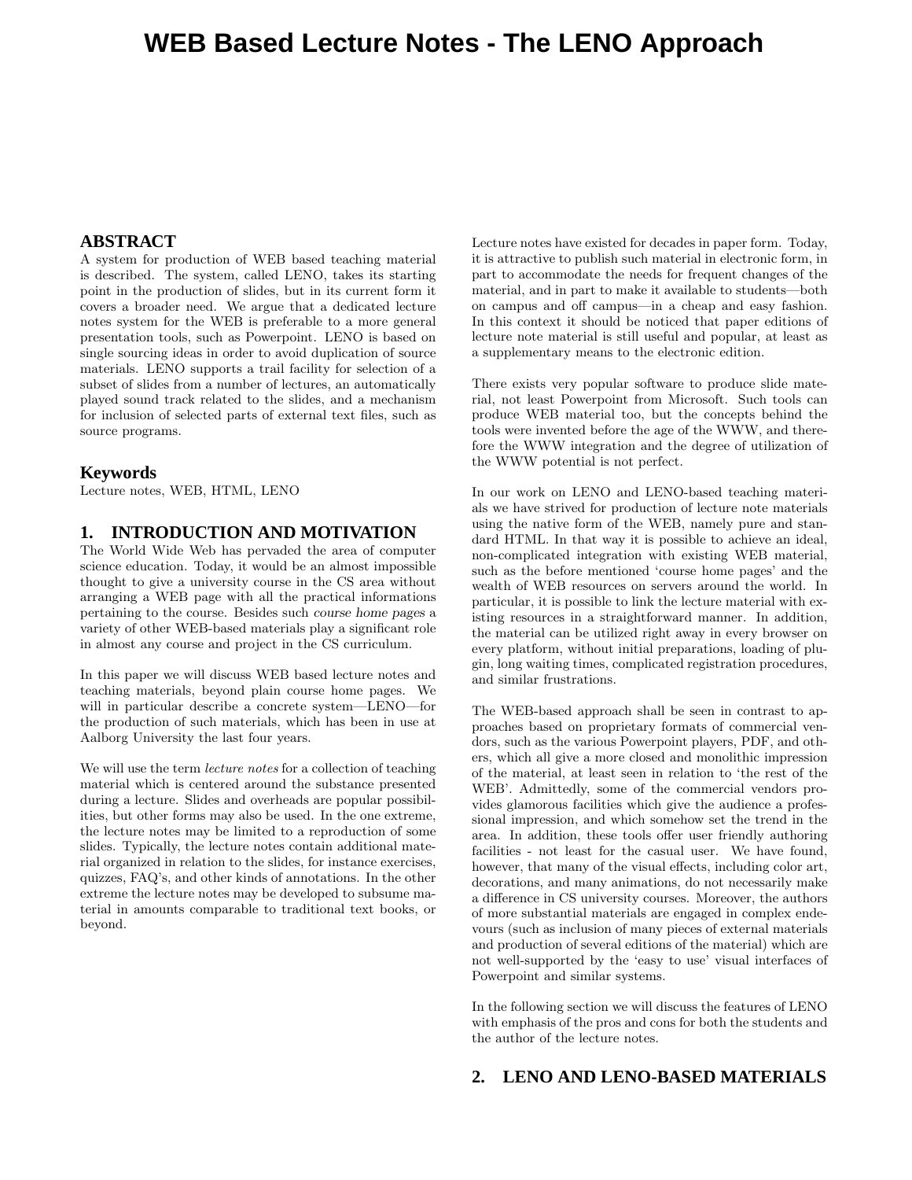# WEB Based Lecture Notes - The LENO Approach

## ABSTRACT

A system for production of WEB based teaching material is described. The system, called LENO, takes its starting point in the production of slides, but in its current form it covers a broader need. We argue that a dedicated lecture notes system for the WEB is preferable to a more general presentation tools, such as Powerpoint. LENO is based on single sourcing ideas in order to avoid duplication of source materials. LENO supports a trail facility for selection of a subset of slides from a number of lectures, an automatically played sound track related to the slides, and a mechanism for inclusion of selected parts of external text files, such as source programs.

## Keywords

Lecture notes, WEB, HTML, LENO

## 1. INTRODUCTION AND MOTIVATION

The World Wide Web has pervaded the area of computer science education. Today, it would be an almost impossible thought to give a university course in the CS area without arranging a WEB page with all the practical informations pertaining to the course. Besides such *course home pages* a variety of other WEB-based materials play a significant role in almost any course and project in the CS curriculum.

In this paper we will discuss WEB based lecture notes and teaching materials, beyond plain course home pages. We will in particular describe a concrete system—LENO—for the production of such materials, which has been in use at Aalborg University the last four years.

We will use the term *lecture notes* for a collection of teaching material which is centered around the substance presented during a lecture. Slides and overheads are popular possibilities, but other forms may also be used. In the one extreme, the lecture notes may be limited to a reproduction of some slides. Typically, the lecture notes contain additional material organized in relation to the slides, for instance exercises, quizzes, FAQ's, and other kinds of annotations. In the other extreme the lecture notes may be developed to subsume material in amounts comparable to traditional text books, or beyond.

Lecture notes have existed for decades in paper form. Today, it is attractive to publish such material in electronic form, in part to accommodate the needs for frequent changes of the material, and in part to make it available to students—both on campus and off campus—in a cheap and easy fashion. In this context it should be noticed that paper editions of lecture note material is still useful and popular, at least as a supplementary means to the electronic edition.

There exists very popular software to produce slide material, not least Powerpoint from Microsoft. Such tools can produce WEB material too, but the concepts behind the tools were invented before the age of the WWW, and therefore the WWW integration and the degree of utilization of the WWW potential is not perfect.

In our work on LENO and LENO-based teaching materials we have strived for production of lecture note materials using the native form of the WEB, namely pure and standard HTML. In that way it is possible to achieve an ideal, non-complicated integration with existing WEB material, such as the before mentioned 'course home pages' and the wealth of WEB resources on servers around the world. In particular, it is possible to link the lecture material with existing resources in a straightforward manner. In addition, the material can be utilized right away in every browser on every platform, without initial preparations, loading of plugin, long waiting times, complicated registration procedures, and similar frustrations.

The WEB-based approach shall be seen in contrast to approaches based on proprietary formats of commercial vendors, such as the various Powerpoint players, PDF, and others, which all give a more closed and monolithic impression of the material, at least seen in relation to 'the rest of the WEB'. Admittedly, some of the commercial vendors provides glamorous facilities which give the audience a professional impression, and which somehow set the trend in the area. In addition, these tools offer user friendly authoring facilities - not least for the casual user. We have found, however, that many of the visual effects, including color art, decorations, and many animations, do not necessarily make a difference in CS university courses. Moreover, the authors of more substantial materials are engaged in complex endevours (such as inclusion of many pieces of external materials and production of several editions of the material) which are not well-supported by the 'easy to use' visual interfaces of Powerpoint and similar systems.

In the following section we will discuss the features of LENO with emphasis of the pros and cons for both the students and the author of the lecture notes.

## 2. LENO AND LENO-BASED MATERIALS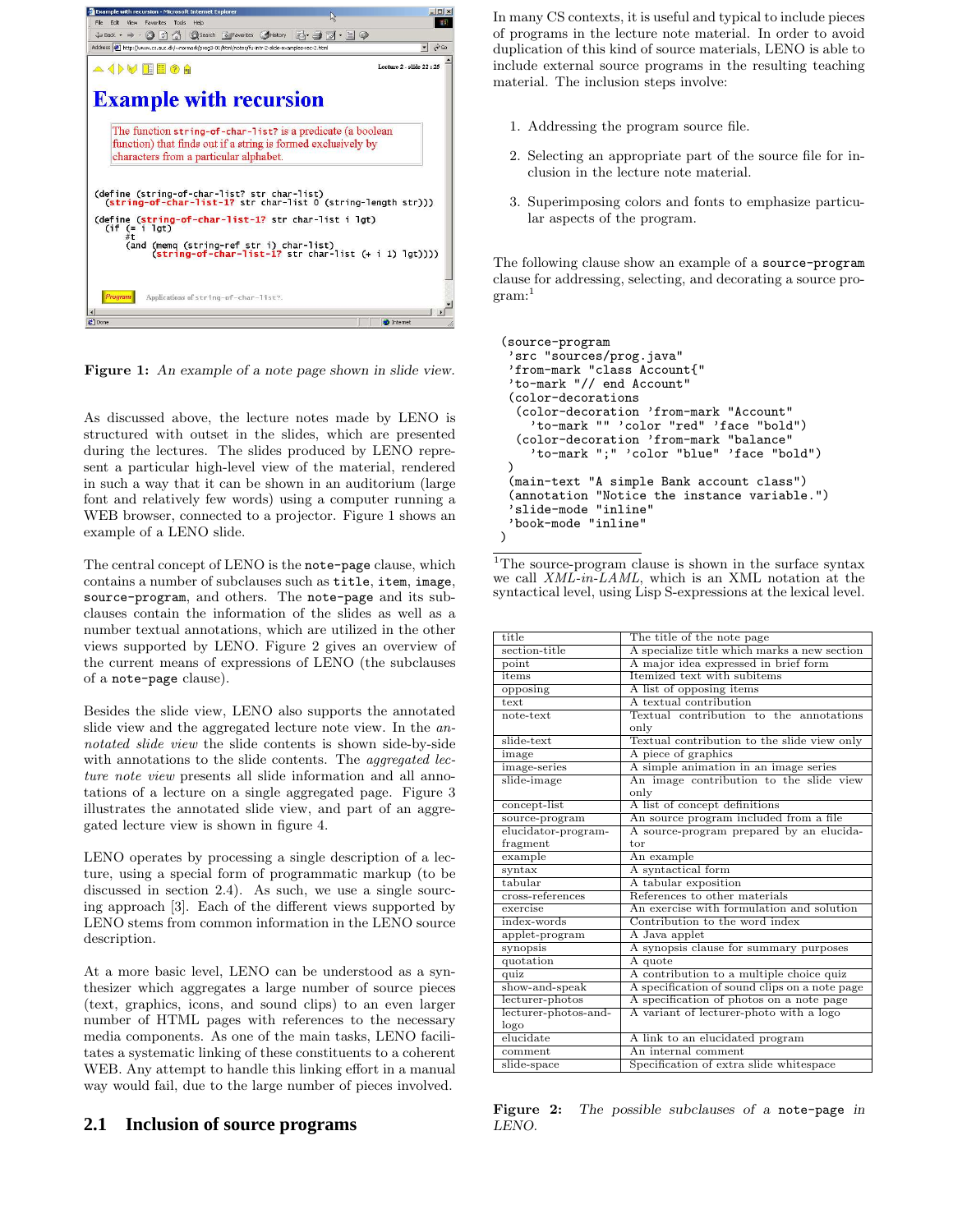Figure 1: *An example of a note page shown in slide view.*

As discussed above, the lecture notes made by LENO is structured with outset in the slides, which are presented during the lectures. The slides produced by LENO represent a particular high-level view of the material, rendered in such a way that it can be shown in an auditorium (large font and relatively few words) using a computer running a WEB browser, connected to a projector. Figure 1 shows an example of a LENO slide.

The central concept of LENO is the `note-page` clause, which contains a number of subclauses such as `title`, `item`, `image`, `source-program`, and others. The `note-page` and its subclauses contain the information of the slides as well as a number textual annotations, which are utilized in the other views supported by LENO. Figure 2 gives an overview of the current means of expressions of LENO (the subclauses of a `note-page` clause).

Besides the slide view, LENO also supports the annotated slide view and the aggregated lecture note view. In the *annotated slide view* the slide contents is shown side-by-side with annotations to the slide contents. The *aggregated lecture note view* presents all slide information and all annotations of a lecture on a single aggregated page. Figure 3 illustrates the annotated slide view, and part of an aggregated lecture view is shown in figure 4.

LENO operates by processing a single description of a lecture, using a special form of programmatic markup (to be discussed in section 2.4). As such, we use a single sourcing approach [3]. Each of the different views supported by LENO stems from common information in the LENO source description.

At a more basic level, LENO can be understood as a synthesizer which aggregates a large number of source pieces (text, graphics, icons, and sound clips) to an even larger number of HTML pages with references to the necessary media components. As one of the main tasks, LENO facilitates a systematic linking of these constituents to a coherent WEB. Any attempt to handle this linking effort in a manual way would fail, due to the large number of pieces involved.

## 2.1 Inclusion of source programs

In many CS contexts, it is useful and typical to include pieces of programs in the lecture note material. In order to avoid duplication of this kind of source materials, LENO is able to include external source programs in the resulting teaching material. The inclusion steps involve:

1. Addressing the program source file.
2. Selecting an appropriate part of the source file for inclusion in the lecture note material.
3. Superimposing colors and fonts to emphasize particular aspects of the program.

The following clause show an example of a `source-program` clause for addressing, selecting, and decorating a source program:[1]

```
(source-program
 'src "sources/prog.java"
 'from-mark "class Account{"
 'to-mark "// end Account"
 (color-decorations
  (color-decoration 'from-mark "Account"
    'to-mark "" 'color "red" 'face "bold")
  (color-decoration 'from-mark "balance"
    'to-mark ";" 'color "blue" 'face "bold")
 )
 (main-text "A simple Bank account class")
 (annotation "Notice the instance variable.")
 'slide-mode "inline"
 'book-mode "inline"
)
```

[1]The source-program clause is shown in the surface syntax we call *XML-in-LAML*, which is an XML notation at the syntactical level, using Lisp S-expressions at the lexical level.

| | |
|---|---|
| title | The title of the note page |
| section-title | A specialize title which marks a new section |
| point | A major idea expressed in brief form |
| items | Itemized text with subitems |
| opposing | A list of opposing items |
| text | A textual contribution |
| note-text | Textual contribution to the annotations only |
| slide-text | Textual contribution to the slide view only |
| image | A piece of graphics |
| image-series | A simple animation in an image series |
| slide-image | An image contribution to the slide view only |
| concept-list | A list of concept definitions |
| source-program | An source program included from a file |
| elucidator-program-fragment | A source-program prepared by an elucidator |
| example | An example |
| syntax | A syntactical form |
| tabular | A tabular exposition |
| cross-references | References to other materials |
| exercise | An exercise with formulation and solution |
| index-words | Contribution to the word index |
| applet-program | A Java applet |
| synopsis | A synopsis clause for summary purposes |
| quotation | A quote |
| quiz | A contribution to a multiple choice quiz |
| show-and-speak | A specification of sound clips on a note page |
| lecturer-photos | A specification of photos on a note page |
| lecturer-photos-and-logo | A variant of lecturer-photo with a logo |
| elucidate | A link to an elucidated program |
| comment | An internal comment |
| slide-space | Specification of extra slide whitespace |

**Figure 2:** *The possible subclauses of a* `note-page` *in LENO.*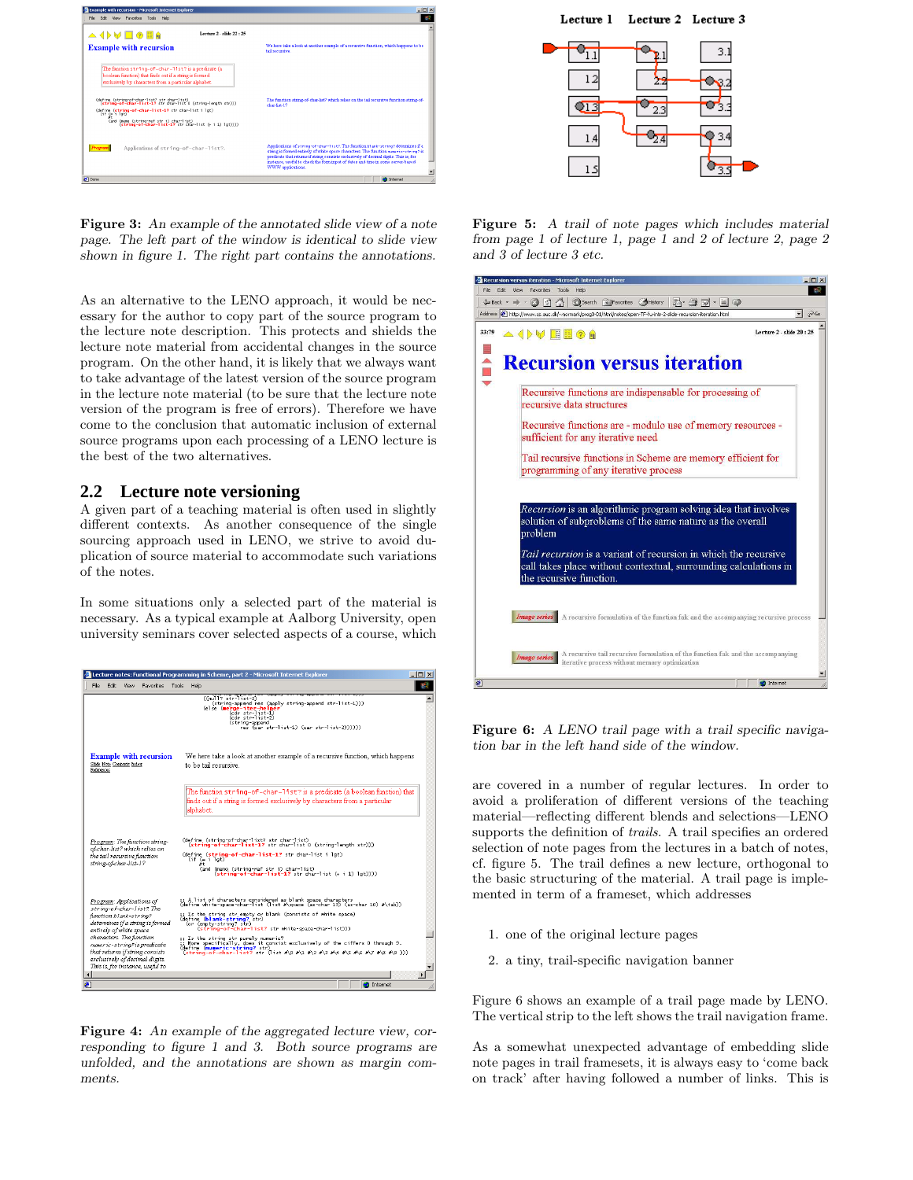**Figure 3:** *An example of the annotated slide view of a note page. The left part of the window is identical to slide view shown in figure 1. The right part contains the annotations.*

As an alternative to the LENO approach, it would be necessary for the author to copy part of the source program to the lecture note description. This protects and shields the lecture note material from accidental changes in the source program. On the other hand, it is likely that we always want to take advantage of the latest version of the source program in the lecture note material (to be sure that the lecture note version of the program is free of errors). Therefore we have come to the conclusion that automatic inclusion of external source programs upon each processing of a LENO lecture is the best of the two alternatives.

## 2.2 Lecture note versioning

A given part of a teaching material is often used in slightly different contexts. As another consequence of the single sourcing approach used in LENO, we strive to avoid duplication of source material to accommodate such variations of the notes.

In some situations only a selected part of the material is necessary. As a typical example at Aalborg University, open university seminars cover selected aspects of a course, which

**Figure 4:** *An example of the aggregated lecture view, corresponding to figure 1 and 3. Both source programs are unfolded, and the annotations are shown as margin comments.*

**Figure 5:** *A trail of note pages which includes material from page 1 of lecture 1, page 1 and 2 of lecture 2, page 2 and 3 of lecture 3 etc.*

**Figure 6:** *A LENO trail page with a trail specific navigation bar in the left hand side of the window.*

are covered in a number of regular lectures. In order to avoid a proliferation of different versions of the teaching material—reflecting different blends and selections—LENO supports the definition of *trails*. A trail specifies an ordered selection of note pages from the lectures in a batch of notes, cf. figure 5. The trail defines a new lecture, orthogonal to the basic structuring of the material. A trail page is implemented in term of a frameset, which addresses

1. one of the original lecture pages
2. a tiny, trail-specific navigation banner

Figure 6 shows an example of a trail page made by LENO. The vertical strip to the left shows the trail navigation frame.

As a somewhat unexpected advantage of embedding slide note pages in trail framesets, it is always easy to 'come back on track' after having followed a number of links. This is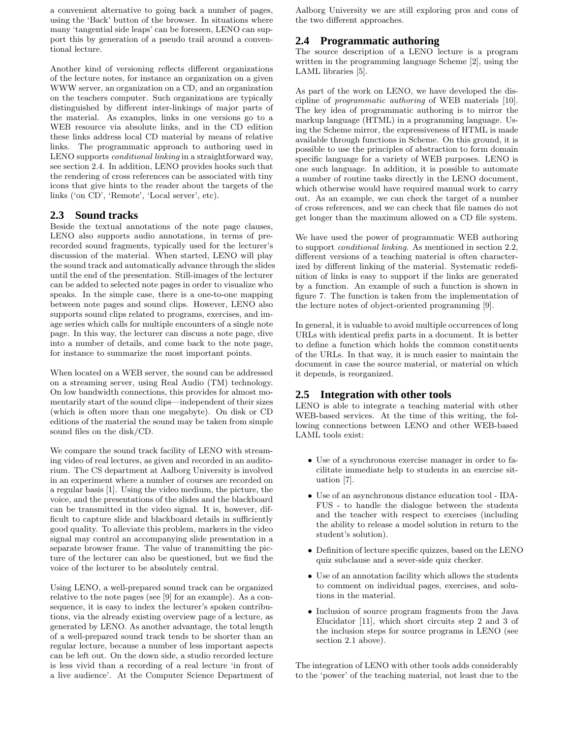a convenient alternative to going back a number of pages, using the 'Back' button of the browser. In situations where many 'tangential side leaps' can be foreseen, LENO can support this by generation of a pseudo trail around a conventional lecture.

Another kind of versioning reflects different organizations of the lecture notes, for instance an organization on a given WWW server, an organization on a CD, and an organization on the teachers computer. Such organizations are typically distinguished by different inter-linkings of major parts of the material. As examples, links in one versions go to a WEB resource via absolute links, and in the CD edition these links address local CD material by means of relative links. The programmatic approach to authoring used in LENO supports *conditional linking* in a straightforward way, see section 2.4. In addition, LENO provides hooks such that the rendering of cross references can be associated with tiny icons that give hints to the reader about the targets of the links ('on CD', 'Remote', 'Local server', etc).

## 2.3 Sound tracks

Beside the textual annotations of the note page clauses, LENO also supports audio annotations, in terms of prerecorded sound fragments, typically used for the lecturer's discussion of the material. When started, LENO will play the sound track and automatically advance through the slides until the end of the presentation. Still-images of the lecturer can be added to selected note pages in order to visualize who speaks. In the simple case, there is a one-to-one mapping between note pages and sound clips. However, LENO also supports sound clips related to programs, exercises, and image series which calls for multiple encounters of a single note page. In this way, the lecturer can discuss a note page, dive into a number of details, and come back to the note page, for instance to summarize the most important points.

When located on a WEB server, the sound can be addressed on a streaming server, using Real Audio (TM) technology. On low bandwidth connections, this provides for almost momentarily start of the sound clips—independent of their sizes (which is often more than one megabyte). On disk or CD editions of the material the sound may be taken from simple sound files on the disk/CD.

We compare the sound track facility of LENO with streaming video of real lectures, as given and recorded in an auditorium. The CS department at Aalborg University is involved in an experiment where a number of courses are recorded on a regular basis [1]. Using the video medium, the picture, the voice, and the presentations of the slides and the blackboard can be transmitted in the video signal. It is, however, difficult to capture slide and blackboard details in sufficiently good quality. To alleviate this problem, markers in the video signal may control an accompanying slide presentation in a separate browser frame. The value of transmitting the picture of the lecturer can also be questioned, but we find the voice of the lecturer to be absolutely central.

Using LENO, a well-prepared sound track can be organized relative to the note pages (see [9] for an example). As a consequence, it is easy to index the lecturer's spoken contributions, via the already existing overview page of a lecture, as generated by LENO. As another advantage, the total length of a well-prepared sound track tends to be shorter than an regular lecture, because a number of less important aspects can be left out. On the down side, a studio recorded lecture is less vivid than a recording of a real lecture 'in front of a live audience'. At the Computer Science Department of Aalborg University we are still exploring pros and cons of the two different approaches.

## 2.4 Programmatic authoring

The source description of a LENO lecture is a program written in the programming language Scheme [2], using the LAML libraries [5].

As part of the work on LENO, we have developed the discipline of *programmatic authoring* of WEB materials [10]. The key idea of programmatic authoring is to mirror the markup language (HTML) in a programming language. Using the Scheme mirror, the expressiveness of HTML is made available through functions in Scheme. On this ground, it is possible to use the principles of abstraction to form domain specific language for a variety of WEB purposes. LENO is one such language. In addition, it is possible to automate a number of routine tasks directly in the LENO document, which otherwise would have required manual work to carry out. As an example, we can check the target of a number of cross references, and we can check that file names do not get longer than the maximum allowed on a CD file system.

We have used the power of programmatic WEB authoring to support *conditional linking*. As mentioned in section 2.2, different versions of a teaching material is often characterized by different linking of the material. Systematic redefinition of links is easy to support if the links are generated by a function. An example of such a function is shown in figure 7. The function is taken from the implementation of the lecture notes of object-oriented programming [9].

In general, it is valuable to avoid multiple occurrences of long URLs with identical prefix parts in a document. It is better to define a function which holds the common constituents of the URLs. In that way, it is much easier to maintain the document in case the source material, or material on which it depends, is reorganized.

## 2.5 Integration with other tools

LENO is able to integrate a teaching material with other WEB-based services. At the time of this writing, the following connections between LENO and other WEB-based LAML tools exist:

- Use of a synchronous exercise manager in order to facilitate immediate help to students in an exercise situation [7].
- Use of an asynchronous distance education tool - IDAFUS - to handle the dialogue between the students and the teacher with respect to exercises (including the ability to release a model solution in return to the student's solution).
- Definition of lecture specific quizzes, based on the LENO quiz subclause and a sever-side quiz checker.
- Use of an annotation facility which allows the students to comment on individual pages, exercises, and solutions in the material.
- Inclusion of source program fragments from the Java Elucidator [11], which short circuits step 2 and 3 of the inclusion steps for source programs in LENO (see section 2.1 above).

The integration of LENO with other tools adds considerably to the 'power' of the teaching material, not least due to the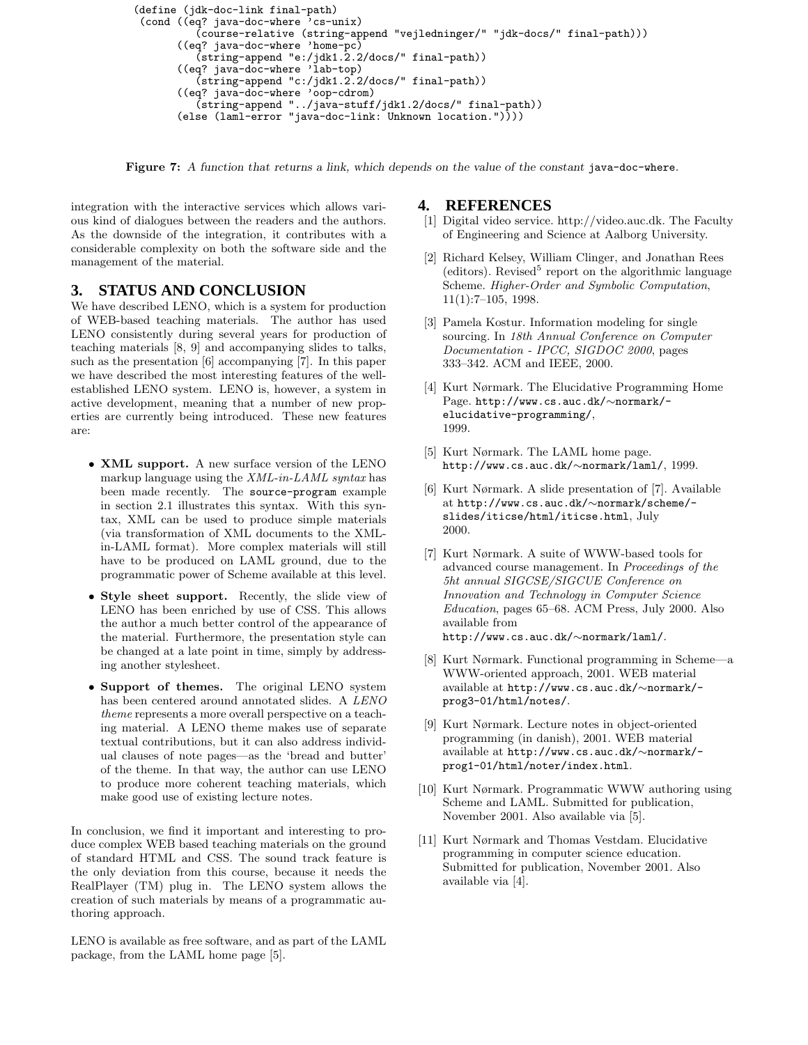```scheme
(define (jdk-doc-link final-path)
 (cond ((eq? java-doc-where 'cs-unix)
          (course-relative (string-append "vejledninger/" "jdk-docs/" final-path)))
       ((eq? java-doc-where 'home-pc)
          (string-append "e:/jdk1.2.2/docs/" final-path))
       ((eq? java-doc-where 'lab-top)
          (string-append "c:/jdk1.2.2/docs/" final-path))
       ((eq? java-doc-where 'oop-cdrom)
          (string-append "../java-stuff/jdk1.2/docs/" final-path))
       (else (laml-error "java-doc-link: Unknown location."))))
```

**Figure 7:** *A function that returns a link, which depends on the value of the constant* `java-doc-where`.

integration with the interactive services which allows various kind of dialogues between the readers and the authors. As the downside of the integration, it contributes with a considerable complexity on both the software side and the management of the material.

## 3. STATUS AND CONCLUSION

We have described LENO, which is a system for production of WEB-based teaching materials. The author has used LENO consistently during several years for production of teaching materials [8, 9] and accompanying slides to talks, such as the presentation [6] accompanying [7]. In this paper we have described the most interesting features of the well-established LENO system. LENO is, however, a system in active development, meaning that a number of new properties are currently being introduced. These new features are:

- **XML support.** A new surface version of the LENO markup language using the *XML-in-LAML syntax* has been made recently. The `source-program` example in section 2.1 illustrates this syntax. With this syntax, XML can be used to produce simple materials (via transformation of XML documents to the XML-in-LAML format). More complex materials will still have to be produced on LAML ground, due to the programmatic power of Scheme available at this level.
- **Style sheet support.** Recently, the slide view of LENO has been enriched by use of CSS. This allows the author a much better control of the appearance of the material. Furthermore, the presentation style can be changed at a late point in time, simply by addressing another stylesheet.
- **Support of themes.** The original LENO system has been centered around annotated slides. A *LENO theme* represents a more overall perspective on a teaching material. A LENO theme makes use of separate textual contributions, but it can also address individual clauses of note pages—as the 'bread and butter' of the theme. In that way, the author can use LENO to produce more coherent teaching materials, which make good use of existing lecture notes.

In conclusion, we find it important and interesting to produce complex WEB based teaching materials on the ground of standard HTML and CSS. The sound track feature is the only deviation from this course, because it needs the RealPlayer (TM) plug in. The LENO system allows the creation of such materials by means of a programmatic authoring approach.

LENO is available as free software, and as part of the LAML package, from the LAML home page [5].

## 4. REFERENCES

[1] Digital video service. http://video.auc.dk. The Faculty of Engineering and Science at Aalborg University.

[2] Richard Kelsey, William Clinger, and Jonathan Rees (editors). Revised$^5$ report on the algorithmic language Scheme. *Higher-Order and Symbolic Computation*, 11(1):7–105, 1998.

[3] Pamela Kostur. Information modeling for single sourcing. In *18th Annual Conference on Computer Documentation - IPCC, SIGDOC 2000*, pages 333–342. ACM and IEEE, 2000.

[4] Kurt Nørmark. The Elucidative Programming Home Page. `http://www.cs.auc.dk/~normark/elucidative-programming/`, 1999.

[5] Kurt Nørmark. The LAML home page. `http://www.cs.auc.dk/~normark/laml/`, 1999.

[6] Kurt Nørmark. A slide presentation of [7]. Available at `http://www.cs.auc.dk/~normark/scheme/slides/iticse/html/iticse.html`, July 2000.

[7] Kurt Nørmark. A suite of WWW-based tools for advanced course management. In *Proceedings of the 5ht annual SIGCSE/SIGCUE Conference on Innovation and Technology in Computer Science Education*, pages 65–68. ACM Press, July 2000. Also available from `http://www.cs.auc.dk/~normark/laml/`.

[8] Kurt Nørmark. Functional programming in Scheme—a WWW-oriented approach, 2001. WEB material available at `http://www.cs.auc.dk/~normark/prog3-01/html/notes/`.

[9] Kurt Nørmark. Lecture notes in object-oriented programming (in danish), 2001. WEB material available at `http://www.cs.auc.dk/~normark/prog1-01/html/noter/index.html`.

[10] Kurt Nørmark. Programmatic WWW authoring using Scheme and LAML. Submitted for publication, November 2001. Also available via [5].

[11] Kurt Nørmark and Thomas Vestdam. Elucidative programming in computer science education. Submitted for publication, November 2001. Also available via [4].